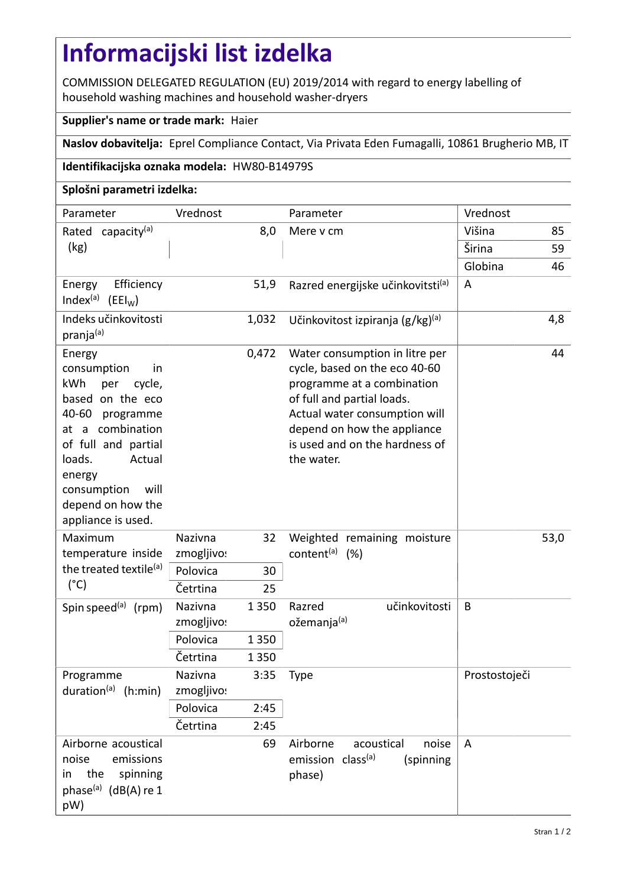# Informacijski list izdelka

COMMISSION DELEGATED REGULATION (EU) 2019/2014 with regard to energy labelling of household washing machines and household washer-dryers

**Supplier's name or trade mark:** Haier

**Naslov dobavitelja:** Eprel Compliance Contact, Via Privata Eden Fumagalli, 10861 Brugherio MB, IT

**Identifikacijska oznaka modela:** HW80-B14979S

**Splošni parametri izdelka:**

| Parameter | Vrednost | | Parameter | Vrednost | |
|---|---|---|---|---|---|
| Rated capacity[a] (kg) | | 8,0 | Mere v cm | Višina | 85 |
| | | | | Širina | 59 |
| | | | | Globina | 46 |
| Energy Efficiency Index[a] ($EEI_W$) | | 51,9 | Razred energijske učinkovitsti[a] | A | |
| Indeks učinkovitosti pranja[a] | | 1,032 | Učinkovitost izpiranja (g/kg)[a] | | 4,8 |
| Energy consumption in kWh per cycle, based on the eco 40-60 programme at a combination of full and partial loads. Actual energy consumption will depend on how the appliance is used. | | 0,472 | Water consumption in litre per cycle, based on the eco 40-60 programme at a combination of full and partial loads. Actual water consumption will depend on how the appliance is used and on the hardness of the water. | | 44 |
| Maximum temperature inside the treated textile[a] (°C) | Nazivna zmogljivost | 32 | Weighted remaining moisture content[a] (%) | | 53,0 |
| | Polovica | 30 | | | |
| | Četrtina | 25 | | | |
| Spin speed[a] (rpm) | Nazivna zmogljivost | 1 350 | Razred učinkovitosti ožemanja[a] | B | |
| | Polovica | 1 350 | | | |
| | Četrtina | 1 350 | | | |
| Programme duration[a] (h:min) | Nazivna zmogljivost | 3:35 | Type | Prostostoječi | |
| | Polovica | 2:45 | | | |
| | Četrtina | 2:45 | | | |
| Airborne acoustical noise emissions in the spinning phase[a] (dB(A) re 1 pW) | | 69 | Airborne acoustical noise emission class[a] (spinning phase) | A | |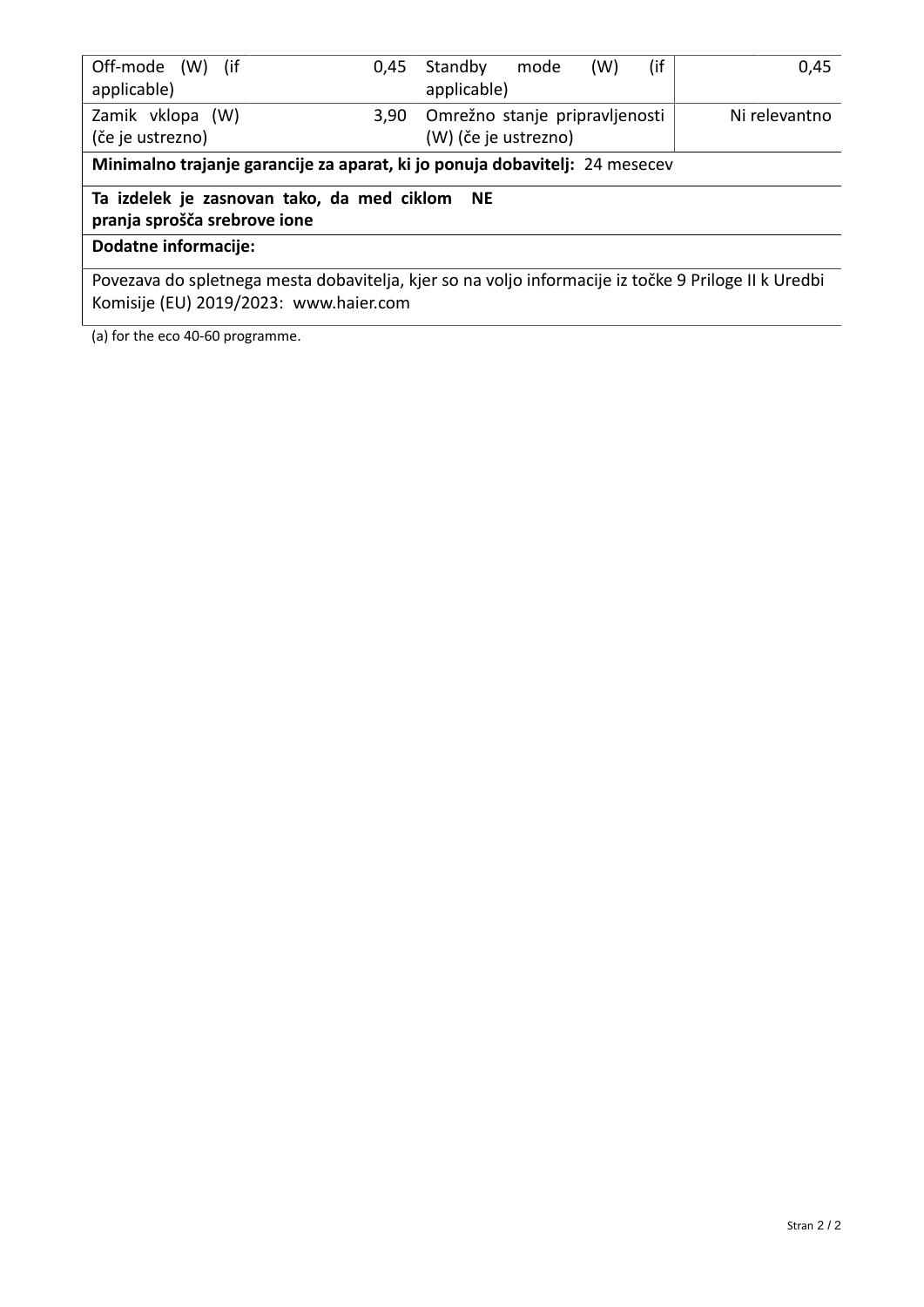| | | | |
|---|---|---|---|
| Off-mode (W) (if applicable) | 0,45 | Standby mode (W) (if applicable) | 0,45 |
| Zamik vklopa (W) (če je ustrezno) | 3,90 | Omrežno stanje pripravljenosti (W) (če je ustrezno) | Ni relevantno |
| **Minimalno trajanje garancije za aparat, ki jo ponuja dobavitelj:** 24 mesecev | | | |
| **Ta izdelek je zasnovan tako, da med ciklom pranja sprošča srebrove ione** | **NE** | | |
| **Dodatne informacije:** | | | |
| Povezava do spletnega mesta dobavitelja, kjer so na voljo informacije iz točke 9 Priloge II k Uredbi Komisije (EU) 2019/2023: www.haier.com | | | |

(a) for the eco 40-60 programme.